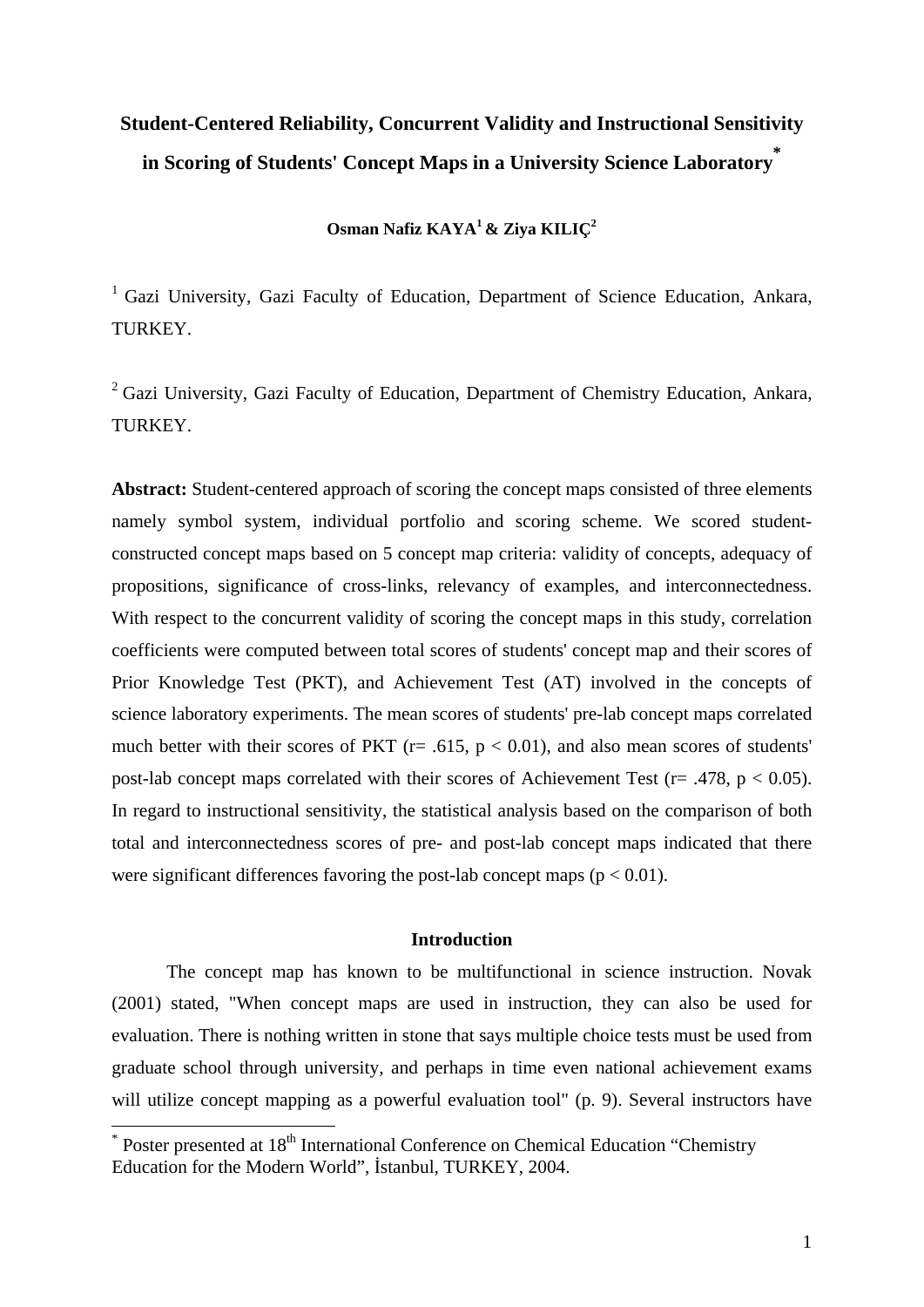# Student-Centered Reliability, Concurrent Validity and Instructional Sensitivity in Scoring of Students' Concept Maps in a University Science Laboratory[*]

**Osman Nafiz KAYA[1] & Ziya KILIÇ[2]**

[1] Gazi University, Gazi Faculty of Education, Department of Science Education, Ankara, TURKEY.

[2] Gazi University, Gazi Faculty of Education, Department of Chemistry Education, Ankara, TURKEY.

**Abstract:** Student-centered approach of scoring the concept maps consisted of three elements namely symbol system, individual portfolio and scoring scheme. We scored student-constructed concept maps based on 5 concept map criteria: validity of concepts, adequacy of propositions, significance of cross-links, relevancy of examples, and interconnectedness. With respect to the concurrent validity of scoring the concept maps in this study, correlation coefficients were computed between total scores of students' concept map and their scores of Prior Knowledge Test (PKT), and Achievement Test (AT) involved in the concepts of science laboratory experiments. The mean scores of students' pre-lab concept maps correlated much better with their scores of PKT ($r = .615$, $p < 0.01$), and also mean scores of students' post-lab concept maps correlated with their scores of Achievement Test ($r = .478$, $p < 0.05$). In regard to instructional sensitivity, the statistical analysis based on the comparison of both total and interconnectedness scores of pre- and post-lab concept maps indicated that there were significant differences favoring the post-lab concept maps ($p < 0.01$).

## Introduction

The concept map has known to be multifunctional in science instruction. Novak (2001) stated, "When concept maps are used in instruction, they can also be used for evaluation. There is nothing written in stone that says multiple choice tests must be used from graduate school through university, and perhaps in time even national achievement exams will utilize concept mapping as a powerful evaluation tool" (p. 9). Several instructors have

[*] Poster presented at 18th International Conference on Chemical Education "Chemistry Education for the Modern World", İstanbul, TURKEY, 2004.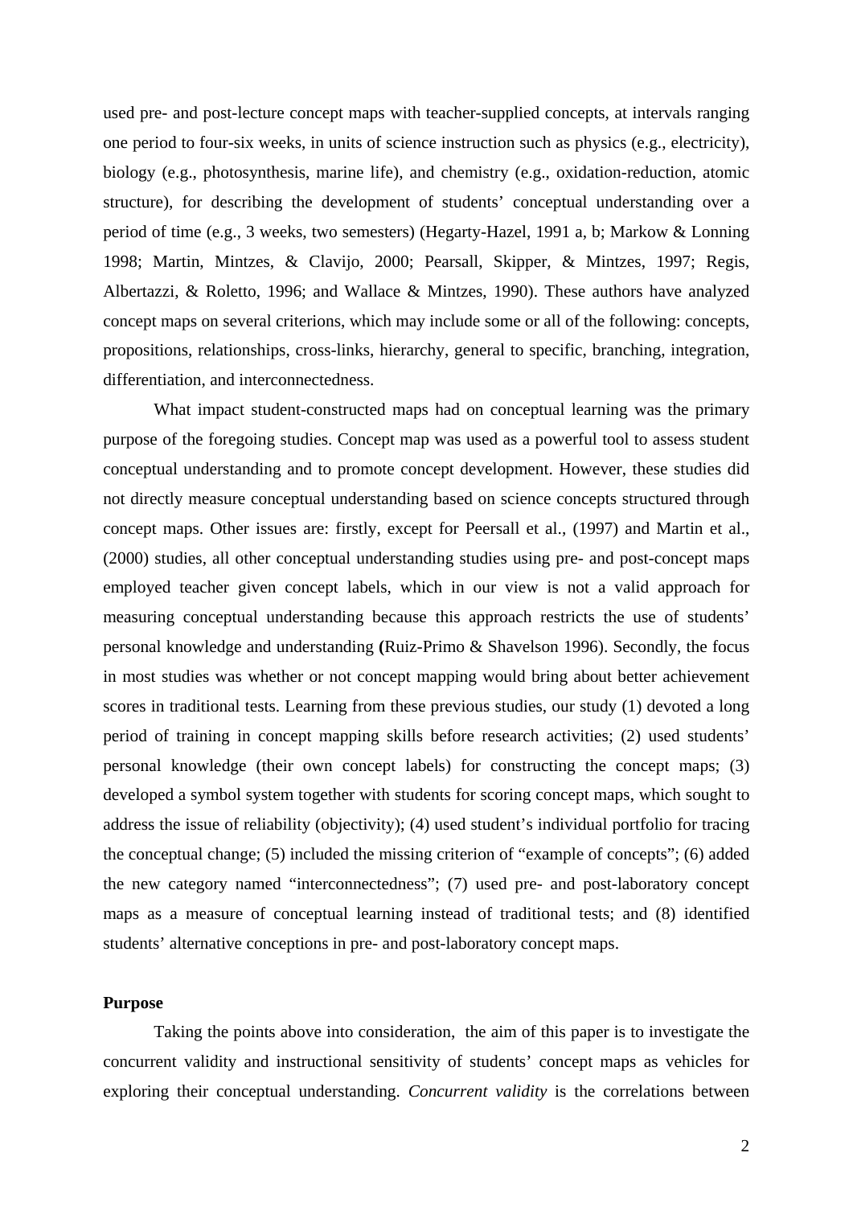used pre- and post-lecture concept maps with teacher-supplied concepts, at intervals ranging one period to four-six weeks, in units of science instruction such as physics (e.g., electricity), biology (e.g., photosynthesis, marine life), and chemistry (e.g., oxidation-reduction, atomic structure), for describing the development of students' conceptual understanding over a period of time (e.g., 3 weeks, two semesters) (Hegarty-Hazel, 1991 a, b; Markow & Lonning 1998; Martin, Mintzes, & Clavijo, 2000; Pearsall, Skipper, & Mintzes, 1997; Regis, Albertazzi, & Roletto, 1996; and Wallace & Mintzes, 1990). These authors have analyzed concept maps on several criterions, which may include some or all of the following: concepts, propositions, relationships, cross-links, hierarchy, general to specific, branching, integration, differentiation, and interconnectedness.

What impact student-constructed maps had on conceptual learning was the primary purpose of the foregoing studies. Concept map was used as a powerful tool to assess student conceptual understanding and to promote concept development. However, these studies did not directly measure conceptual understanding based on science concepts structured through concept maps. Other issues are: firstly, except for Peersall et al., (1997) and Martin et al., (2000) studies, all other conceptual understanding studies using pre- and post-concept maps employed teacher given concept labels, which in our view is not a valid approach for measuring conceptual understanding because this approach restricts the use of students' personal knowledge and understanding **(**Ruiz-Primo & Shavelson 1996). Secondly, the focus in most studies was whether or not concept mapping would bring about better achievement scores in traditional tests. Learning from these previous studies, our study (1) devoted a long period of training in concept mapping skills before research activities; (2) used students' personal knowledge (their own concept labels) for constructing the concept maps; (3) developed a symbol system together with students for scoring concept maps, which sought to address the issue of reliability (objectivity); (4) used student's individual portfolio for tracing the conceptual change; (5) included the missing criterion of "example of concepts"; (6) added the new category named "interconnectedness"; (7) used pre- and post-laboratory concept maps as a measure of conceptual learning instead of traditional tests; and (8) identified students' alternative conceptions in pre- and post-laboratory concept maps.

## Purpose

Taking the points above into consideration, the aim of this paper is to investigate the concurrent validity and instructional sensitivity of students' concept maps as vehicles for exploring their conceptual understanding. *Concurrent validity* is the correlations between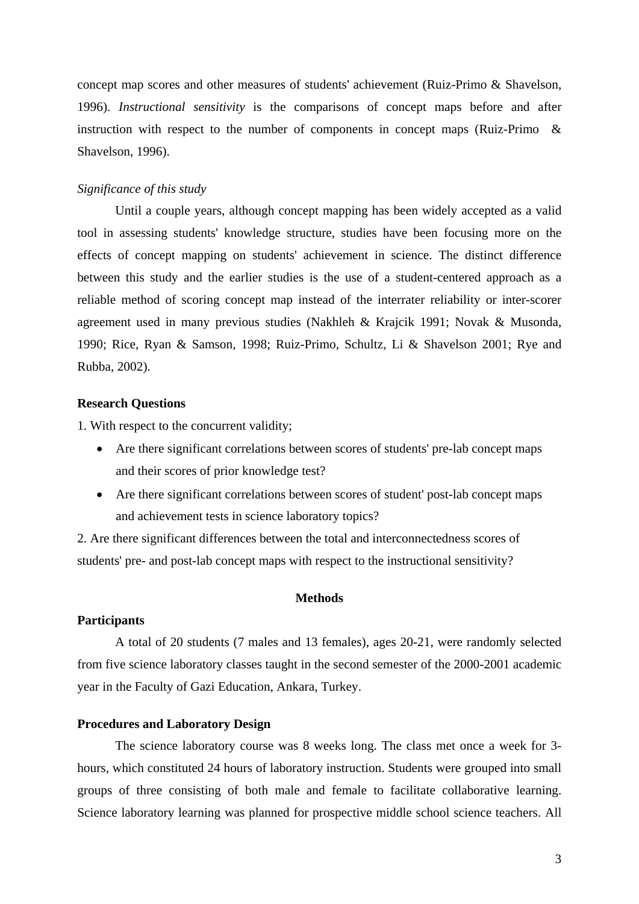concept map scores and other measures of students' achievement (Ruiz-Primo & Shavelson, 1996). *Instructional sensitivity* is the comparisons of concept maps before and after instruction with respect to the number of components in concept maps (Ruiz-Primo & Shavelson, 1996).

*Significance of this study*

Until a couple years, although concept mapping has been widely accepted as a valid tool in assessing students' knowledge structure, studies have been focusing more on the effects of concept mapping on students' achievement in science. The distinct difference between this study and the earlier studies is the use of a student-centered approach as a reliable method of scoring concept map instead of the interrater reliability or inter-scorer agreement used in many previous studies (Nakhleh & Krajcik 1991; Novak & Musonda, 1990; Rice, Ryan & Samson, 1998; Ruiz-Primo, Schultz, Li & Shavelson 2001; Rye and Rubba, 2002).

**Research Questions**

1. With respect to the concurrent validity;
   - Are there significant correlations between scores of students' pre-lab concept maps and their scores of prior knowledge test?
   - Are there significant correlations between scores of student' post-lab concept maps and achievement tests in science laboratory topics?

2. Are there significant differences between the total and interconnectedness scores of students' pre- and post-lab concept maps with respect to the instructional sensitivity?

## Methods

**Participants**

A total of 20 students (7 males and 13 females), ages 20-21, were randomly selected from five science laboratory classes taught in the second semester of the 2000-2001 academic year in the Faculty of Gazi Education, Ankara, Turkey.

**Procedures and Laboratory Design**

The science laboratory course was 8 weeks long. The class met once a week for 3-hours, which constituted 24 hours of laboratory instruction. Students were grouped into small groups of three consisting of both male and female to facilitate collaborative learning. Science laboratory learning was planned for prospective middle school science teachers. All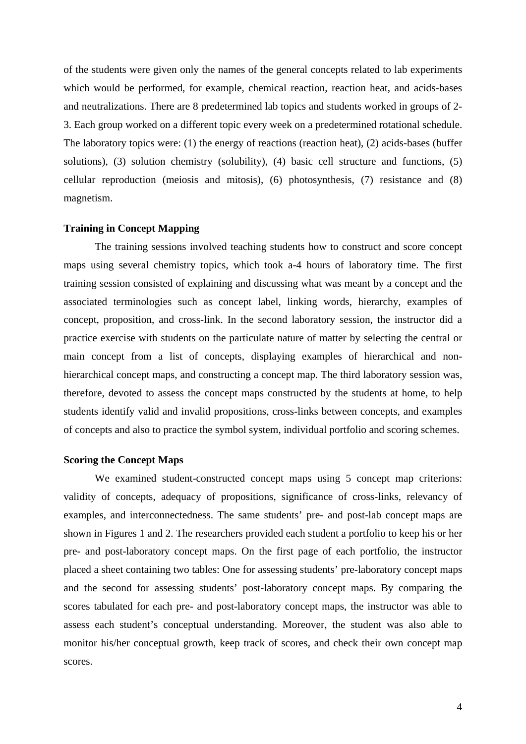of the students were given only the names of the general concepts related to lab experiments which would be performed, for example, chemical reaction, reaction heat, and acids-bases and neutralizations. There are 8 predetermined lab topics and students worked in groups of 2-3. Each group worked on a different topic every week on a predetermined rotational schedule. The laboratory topics were: (1) the energy of reactions (reaction heat), (2) acids-bases (buffer solutions), (3) solution chemistry (solubility), (4) basic cell structure and functions, (5) cellular reproduction (meiosis and mitosis), (6) photosynthesis, (7) resistance and (8) magnetism.

### Training in Concept Mapping

The training sessions involved teaching students how to construct and score concept maps using several chemistry topics, which took a-4 hours of laboratory time. The first training session consisted of explaining and discussing what was meant by a concept and the associated terminologies such as concept label, linking words, hierarchy, examples of concept, proposition, and cross-link. In the second laboratory session, the instructor did a practice exercise with students on the particulate nature of matter by selecting the central or main concept from a list of concepts, displaying examples of hierarchical and non-hierarchical concept maps, and constructing a concept map. The third laboratory session was, therefore, devoted to assess the concept maps constructed by the students at home, to help students identify valid and invalid propositions, cross-links between concepts, and examples of concepts and also to practice the symbol system, individual portfolio and scoring schemes.

### Scoring the Concept Maps

We examined student-constructed concept maps using 5 concept map criterions: validity of concepts, adequacy of propositions, significance of cross-links, relevancy of examples, and interconnectedness. The same students' pre- and post-lab concept maps are shown in Figures 1 and 2. The researchers provided each student a portfolio to keep his or her pre- and post-laboratory concept maps. On the first page of each portfolio, the instructor placed a sheet containing two tables: One for assessing students' pre-laboratory concept maps and the second for assessing students' post-laboratory concept maps. By comparing the scores tabulated for each pre- and post-laboratory concept maps, the instructor was able to assess each student's conceptual understanding. Moreover, the student was also able to monitor his/her conceptual growth, keep track of scores, and check their own concept map scores.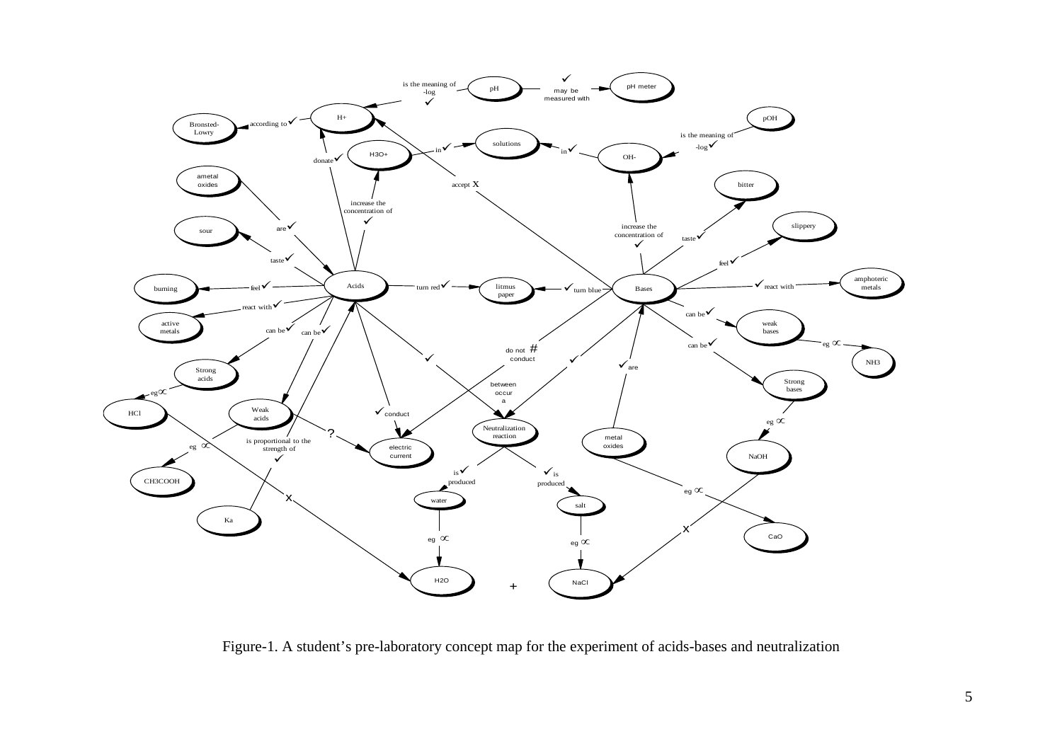Figure-1. A student's pre-laboratory concept map for the experiment of acids-bases and neutralization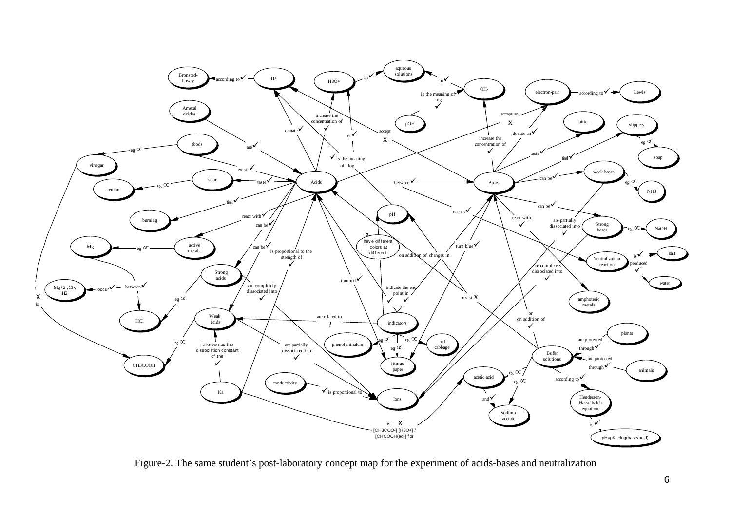Figure-2. The same student's post-laboratory concept map for the experiment of acids-bases and neutralization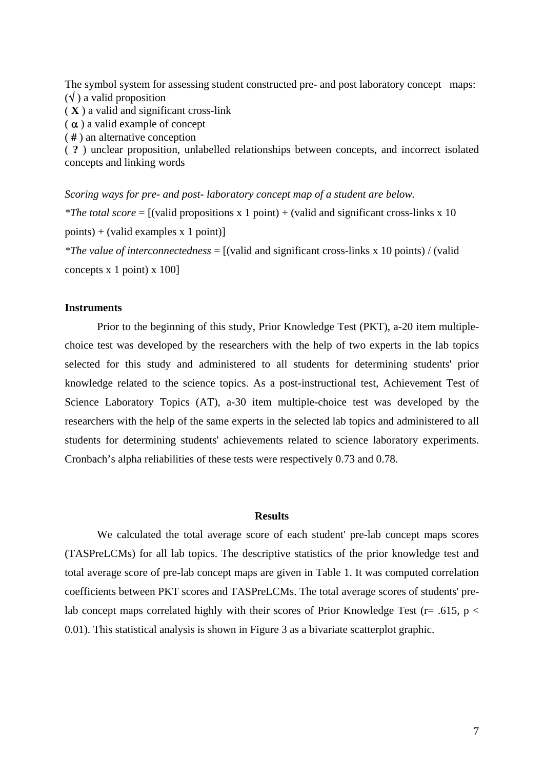The symbol system for assessing student constructed pre- and post laboratory concept maps:
(√) a valid proposition
( **X** ) a valid and significant cross-link
( α ) a valid example of concept
( # ) an alternative conception
( **?** ) unclear proposition, unlabelled relationships between concepts, and incorrect isolated concepts and linking words

*Scoring ways for pre- and post- laboratory concept map of a student are below.*

**The total score* = [(valid propositions x 1 point) + (valid and significant cross-links x 10 points) + (valid examples x 1 point)]

**The value of interconnectedness* = [(valid and significant cross-links x 10 points) / (valid concepts x 1 point) x 100]

**Instruments**

Prior to the beginning of this study, Prior Knowledge Test (PKT), a-20 item multiple-choice test was developed by the researchers with the help of two experts in the lab topics selected for this study and administered to all students for determining students' prior knowledge related to the science topics. As a post-instructional test, Achievement Test of Science Laboratory Topics (AT), a-30 item multiple-choice test was developed by the researchers with the help of the same experts in the selected lab topics and administered to all students for determining students' achievements related to science laboratory experiments. Cronbach's alpha reliabilities of these tests were respectively 0.73 and 0.78.

## Results

We calculated the total average score of each student' pre-lab concept maps scores (TASPreLCMs) for all lab topics. The descriptive statistics of the prior knowledge test and total average score of pre-lab concept maps are given in Table 1. It was computed correlation coefficients between PKT scores and TASPreLCMs. The total average scores of students' pre-lab concept maps correlated highly with their scores of Prior Knowledge Test ($r = .615$, $p < 0.01$). This statistical analysis is shown in Figure 3 as a bivariate scatterplot graphic.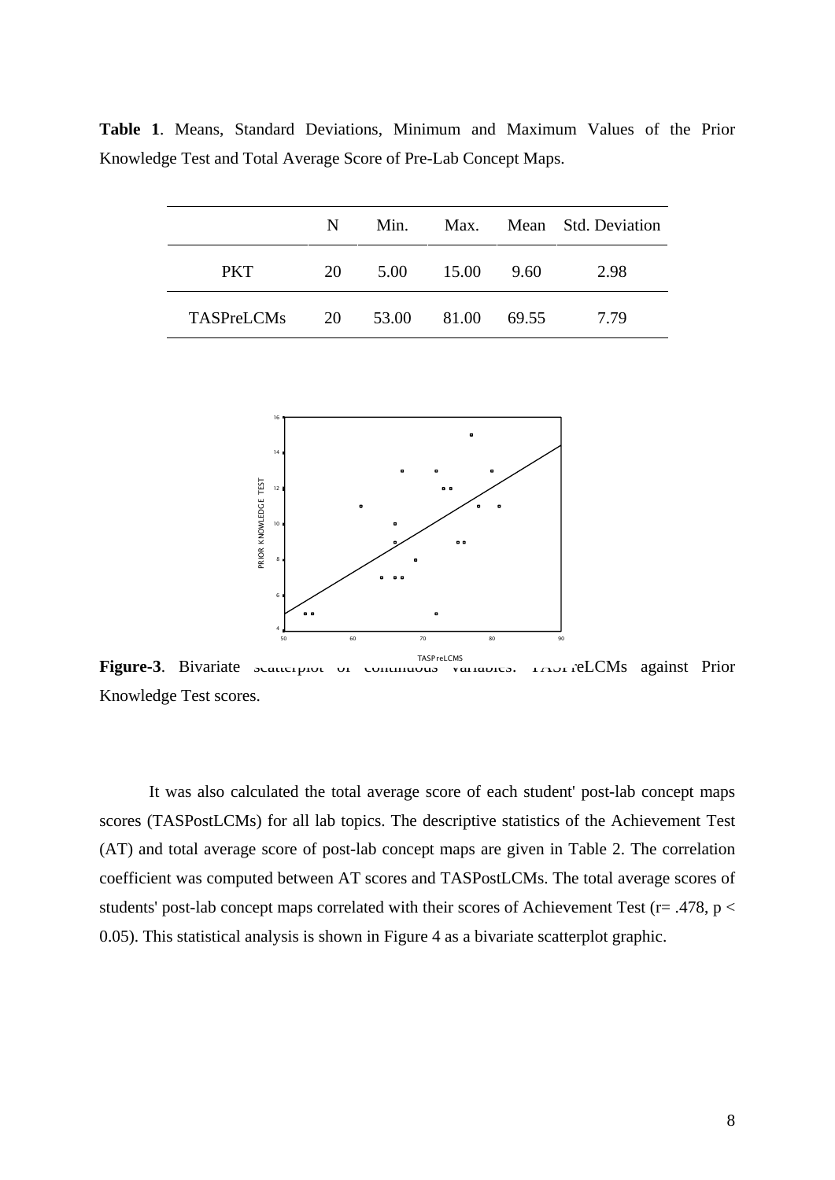**Table 1**. Means, Standard Deviations, Minimum and Maximum Values of the Prior Knowledge Test and Total Average Score of Pre-Lab Concept Maps.

| | N | Min. | Max. | Mean | Std. Deviation |
|---|---|---|---|---|---|
| PKT | 20 | 5.00 | 15.00 | 9.60 | 2.98 |
| TASPreLCMs | 20 | 53.00 | 81.00 | 69.55 | 7.79 |

**Figure-3**. Bivariate scatterplot of continuous variables: TASPreLCMs against Prior Knowledge Test scores.

It was also calculated the total average score of each student' post-lab concept maps scores (TASPostLCMs) for all lab topics. The descriptive statistics of the Achievement Test (AT) and total average score of post-lab concept maps are given in Table 2. The correlation coefficient was computed between AT scores and TASPostLCMs. The total average scores of students' post-lab concept maps correlated with their scores of Achievement Test ($r = .478$, $p < 0.05$). This statistical analysis is shown in Figure 4 as a bivariate scatterplot graphic.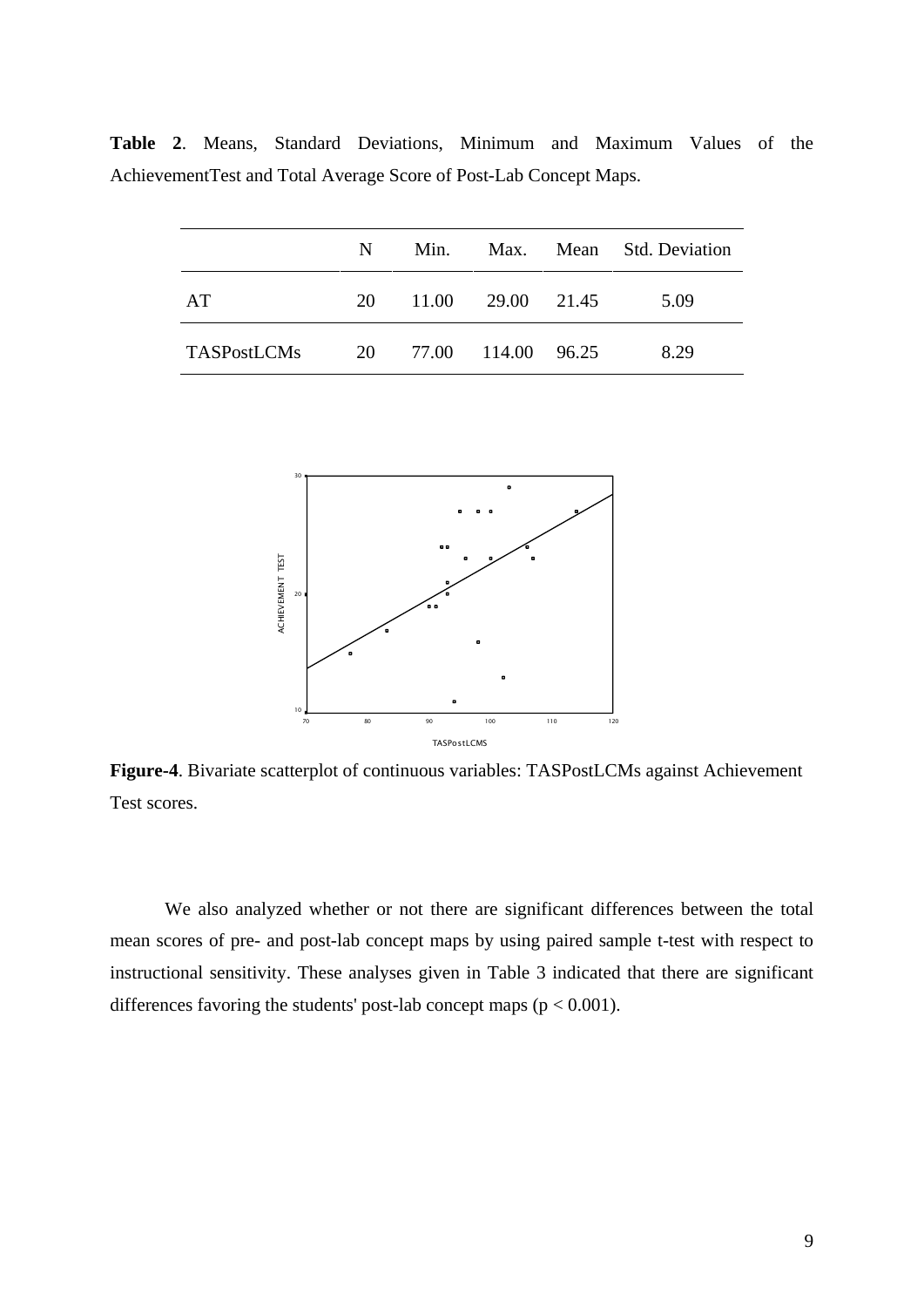**Table 2**. Means, Standard Deviations, Minimum and Maximum Values of the AchievementTest and Total Average Score of Post-Lab Concept Maps.

| | N | Min. | Max. | Mean | Std. Deviation |
|---|---|---|---|---|---|
| AT | 20 | 11.00 | 29.00 | 21.45 | 5.09 |
| TASPostLCMs | 20 | 77.00 | 114.00 | 96.25 | 8.29 |

**Figure-4**. Bivariate scatterplot of continuous variables: TASPostLCMs against Achievement Test scores.

We also analyzed whether or not there are significant differences between the total mean scores of pre- and post-lab concept maps by using paired sample t-test with respect to instructional sensitivity. These analyses given in Table 3 indicated that there are significant differences favoring the students' post-lab concept maps ($p < 0.001$).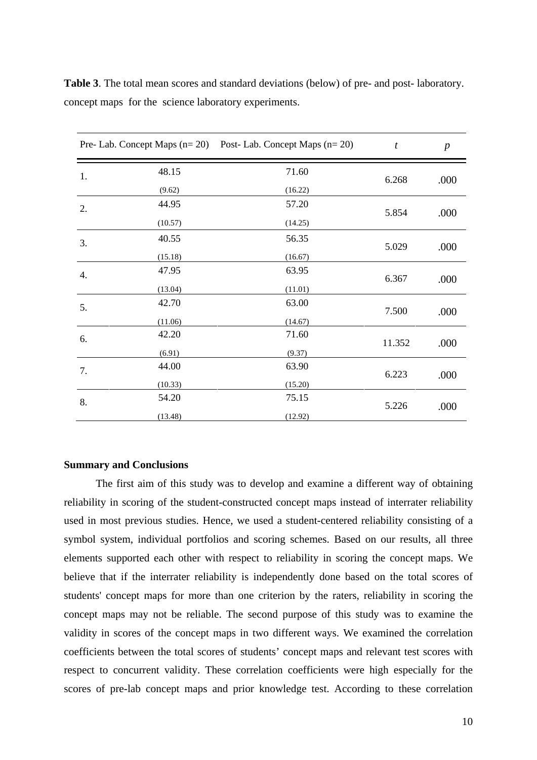**Table 3**. The total mean scores and standard deviations (below) of pre- and post- laboratory. concept maps for the science laboratory experiments.

| | Pre- Lab. Concept Maps (n= 20) | Post- Lab. Concept Maps (n= 20) | *t* | *p* |
|---|---|---|---|---|
| 1. | 48.15 (9.62) | 71.60 (16.22) | 6.268 | .000 |
| 2. | 44.95 (10.57) | 57.20 (14.25) | 5.854 | .000 |
| 3. | 40.55 (15.18) | 56.35 (16.67) | 5.029 | .000 |
| 4. | 47.95 (13.04) | 63.95 (11.01) | 6.367 | .000 |
| 5. | 42.70 (11.06) | 63.00 (14.67) | 7.500 | .000 |
| 6. | 42.20 (6.91) | 71.60 (9.37) | 11.352 | .000 |
| 7. | 44.00 (10.33) | 63.90 (15.20) | 6.223 | .000 |
| 8. | 54.20 (13.48) | 75.15 (12.92) | 5.226 | .000 |

**Summary and Conclusions**

The first aim of this study was to develop and examine a different way of obtaining reliability in scoring of the student-constructed concept maps instead of interrater reliability used in most previous studies. Hence, we used a student-centered reliability consisting of a symbol system, individual portfolios and scoring schemes. Based on our results, all three elements supported each other with respect to reliability in scoring the concept maps. We believe that if the interrater reliability is independently done based on the total scores of students' concept maps for more than one criterion by the raters, reliability in scoring the concept maps may not be reliable. The second purpose of this study was to examine the validity in scores of the concept maps in two different ways. We examined the correlation coefficients between the total scores of students' concept maps and relevant test scores with respect to concurrent validity. These correlation coefficients were high especially for the scores of pre-lab concept maps and prior knowledge test. According to these correlation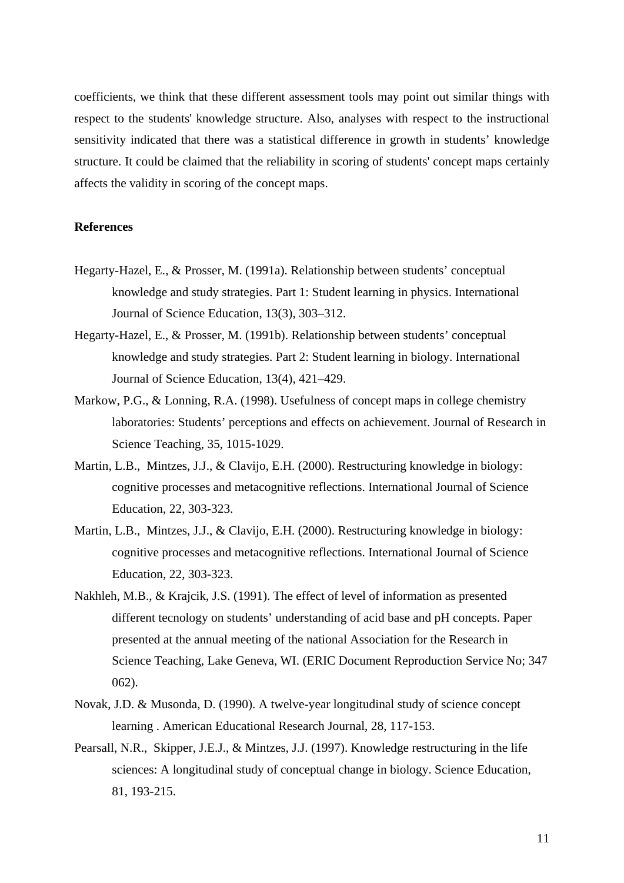coefficients, we think that these different assessment tools may point out similar things with respect to the students' knowledge structure. Also, analyses with respect to the instructional sensitivity indicated that there was a statistical difference in growth in students' knowledge structure. It could be claimed that the reliability in scoring of students' concept maps certainly affects the validity in scoring of the concept maps.

**References**

Hegarty-Hazel, E., & Prosser, M. (1991a). Relationship between students' conceptual knowledge and study strategies. Part 1: Student learning in physics. International Journal of Science Education, 13(3), 303–312.

Hegarty-Hazel, E., & Prosser, M. (1991b). Relationship between students' conceptual knowledge and study strategies. Part 2: Student learning in biology. International Journal of Science Education, 13(4), 421–429.

Markow, P.G., & Lonning, R.A. (1998). Usefulness of concept maps in college chemistry laboratories: Students' perceptions and effects on achievement. Journal of Research in Science Teaching, 35, 1015-1029.

Martin, L.B., Mintzes, J.J., & Clavijo, E.H. (2000). Restructuring knowledge in biology: cognitive processes and metacognitive reflections. International Journal of Science Education, 22, 303-323.

Martin, L.B., Mintzes, J.J., & Clavijo, E.H. (2000). Restructuring knowledge in biology: cognitive processes and metacognitive reflections. International Journal of Science Education, 22, 303-323.

Nakhleh, M.B., & Krajcik, J.S. (1991). The effect of level of information as presented different tecnology on students' understanding of acid base and pH concepts. Paper presented at the annual meeting of the national Association for the Research in Science Teaching, Lake Geneva, WI. (ERIC Document Reproduction Service No; 347 062).

Novak, J.D. & Musonda, D. (1990). A twelve-year longitudinal study of science concept learning . American Educational Research Journal, 28, 117-153.

Pearsall, N.R., Skipper, J.E.J., & Mintzes, J.J. (1997). Knowledge restructuring in the life sciences: A longitudinal study of conceptual change in biology. Science Education, 81, 193-215.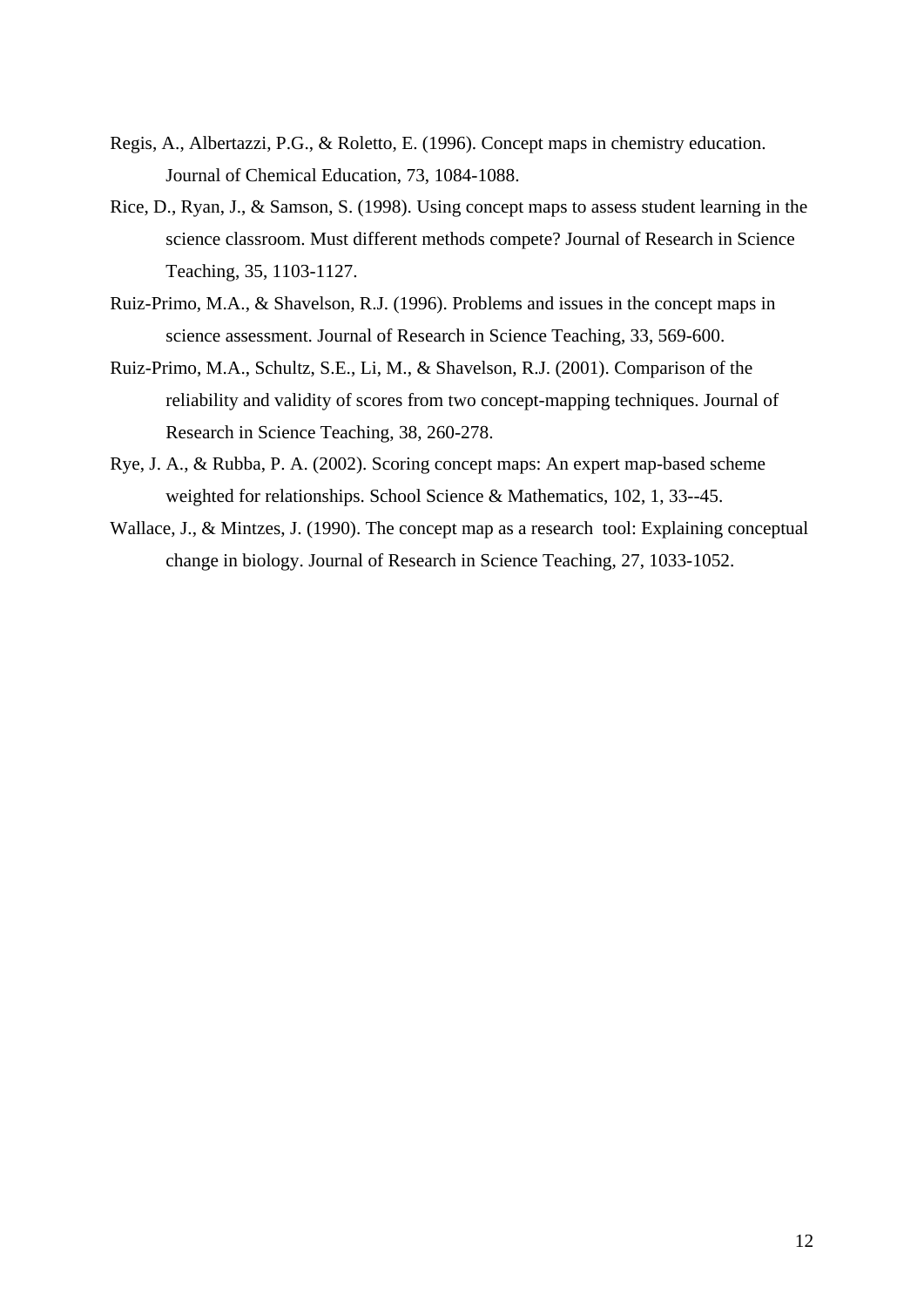Regis, A., Albertazzi, P.G., & Roletto, E. (1996). Concept maps in chemistry education. Journal of Chemical Education, 73, 1084-1088.

Rice, D., Ryan, J., & Samson, S. (1998). Using concept maps to assess student learning in the science classroom. Must different methods compete? Journal of Research in Science Teaching, 35, 1103-1127.

Ruiz-Primo, M.A., & Shavelson, R.J. (1996). Problems and issues in the concept maps in science assessment. Journal of Research in Science Teaching, 33, 569-600.

Ruiz-Primo, M.A., Schultz, S.E., Li, M., & Shavelson, R.J. (2001). Comparison of the reliability and validity of scores from two concept-mapping techniques. Journal of Research in Science Teaching, 38, 260-278.

Rye, J. A., & Rubba, P. A. (2002). Scoring concept maps: An expert map-based scheme weighted for relationships. School Science & Mathematics, 102, 1, 33--45.

Wallace, J., & Mintzes, J. (1990). The concept map as a research tool: Explaining conceptual change in biology. Journal of Research in Science Teaching, 27, 1033-1052.